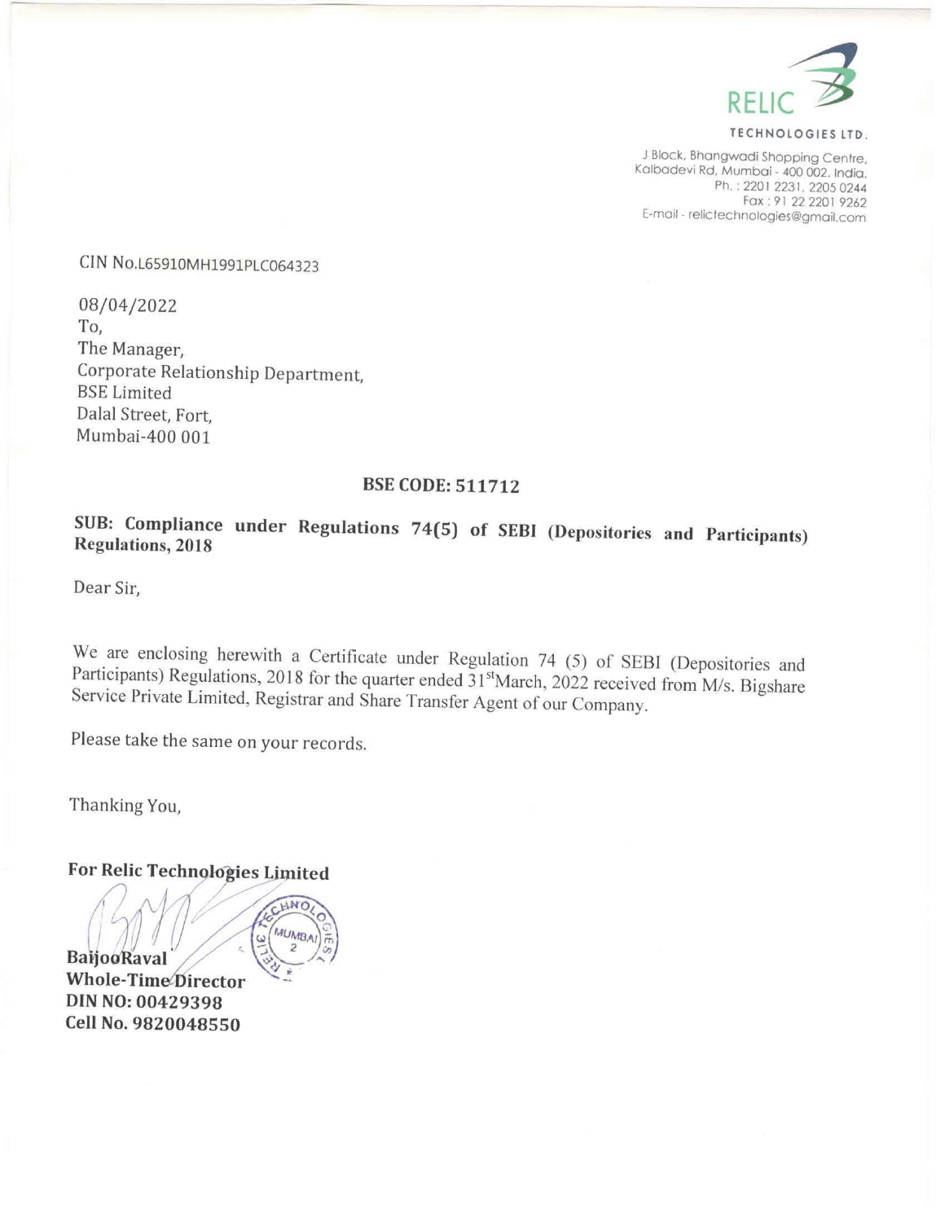RELIC

TECHNOLOGIES LTD.

J Block, Bhangwadi Shopping Centre,
Kalbadevi Rd, Mumbai - 400 002. India.
Ph. : 2201 2231, 2205 0244
Fax : 91 22 2201 9262
E-mail - relictechnologies@gmail.com

CIN No.L65910MH1991PLC064323

08/04/2022

To,
The Manager,
Corporate Relationship Department,
BSE Limited
Dalal Street, Fort,
Mumbai-400 001

**BSE CODE: 511712**

**SUB: Compliance under Regulations 74(5) of SEBI (Depositories and Participants) Regulations, 2018**

Dear Sir,

We are enclosing herewith a Certificate under Regulation 74 (5) of SEBI (Depositories and Participants) Regulations, 2018 for the quarter ended 31stMarch, 2022 received from M/s. Bigshare Service Private Limited, Registrar and Share Transfer Agent of our Company.

Please take the same on your records.

Thanking You,

**For Relic Technologies Limited**

**BaijooRaval**
**Whole-Time Director**
**DIN NO: 00429398**
**Cell No. 9820048550**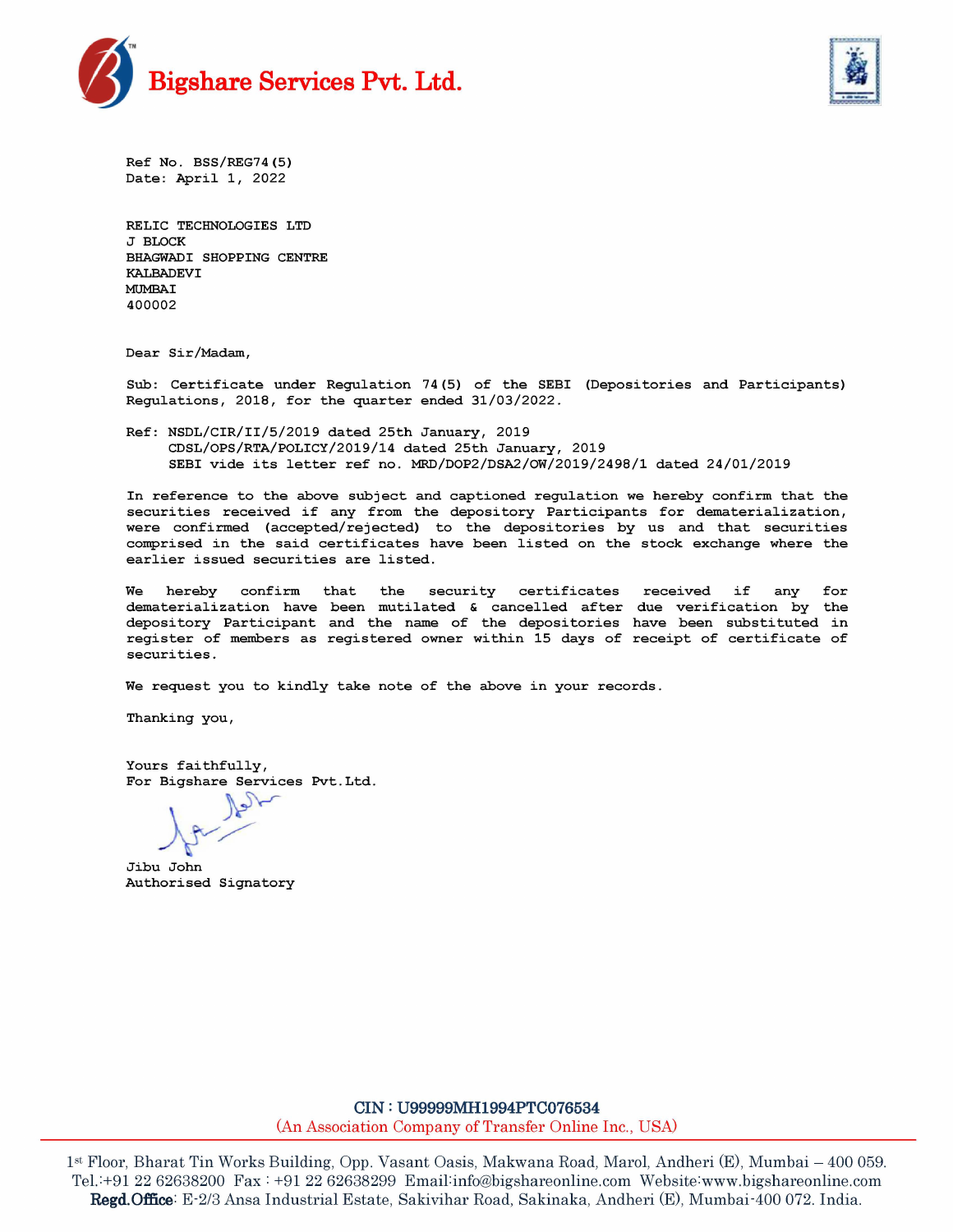# Bigshare Services Pvt. Ltd.

Ref No. BSS/REG74(5)
Date: April 1, 2022

RELIC TECHNOLOGIES LTD
J BLOCK
BHAGWADI SHOPPING CENTRE
KALBADEVI
MUMBAI
400002

Dear Sir/Madam,

Sub: Certificate under Regulation 74(5) of the SEBI (Depositories and Participants) Regulations, 2018, for the quarter ended 31/03/2022.

Ref: NSDL/CIR/II/5/2019 dated 25th January, 2019
CDSL/OPS/RTA/POLICY/2019/14 dated 25th January, 2019
SEBI vide its letter ref no. MRD/DOP2/DSA2/OW/2019/2498/1 dated 24/01/2019

In reference to the above subject and captioned regulation we hereby confirm that the securities received if any from the depository Participants for dematerialization, were confirmed (accepted/rejected) to the depositories by us and that securities comprised in the said certificates have been listed on the stock exchange where the earlier issued securities are listed.

We hereby confirm that the security certificates received if any for dematerialization have been mutilated & cancelled after due verification by the depository Participant and the name of the depositories have been substituted in register of members as registered owner within 15 days of receipt of certificate of securities.

We request you to kindly take note of the above in your records.

Thanking you,

Yours faithfully,
For Bigshare Services Pvt.Ltd.

Jibu John
Authorised Signatory

CIN : U99999MH1994PTC076534
(An Association Company of Transfer Online Inc., USA)

1st Floor, Bharat Tin Works Building, Opp. Vasant Oasis, Makwana Road, Marol, Andheri (E), Mumbai – 400 059.
Tel.:+91 22 62638200 Fax : +91 22 62638299 Email:info@bigshareonline.com Website:www.bigshareonline.com
**Regd.Office**: E-2/3 Ansa Industrial Estate, Sakivihar Road, Sakinaka, Andheri (E), Mumbai-400 072. India.